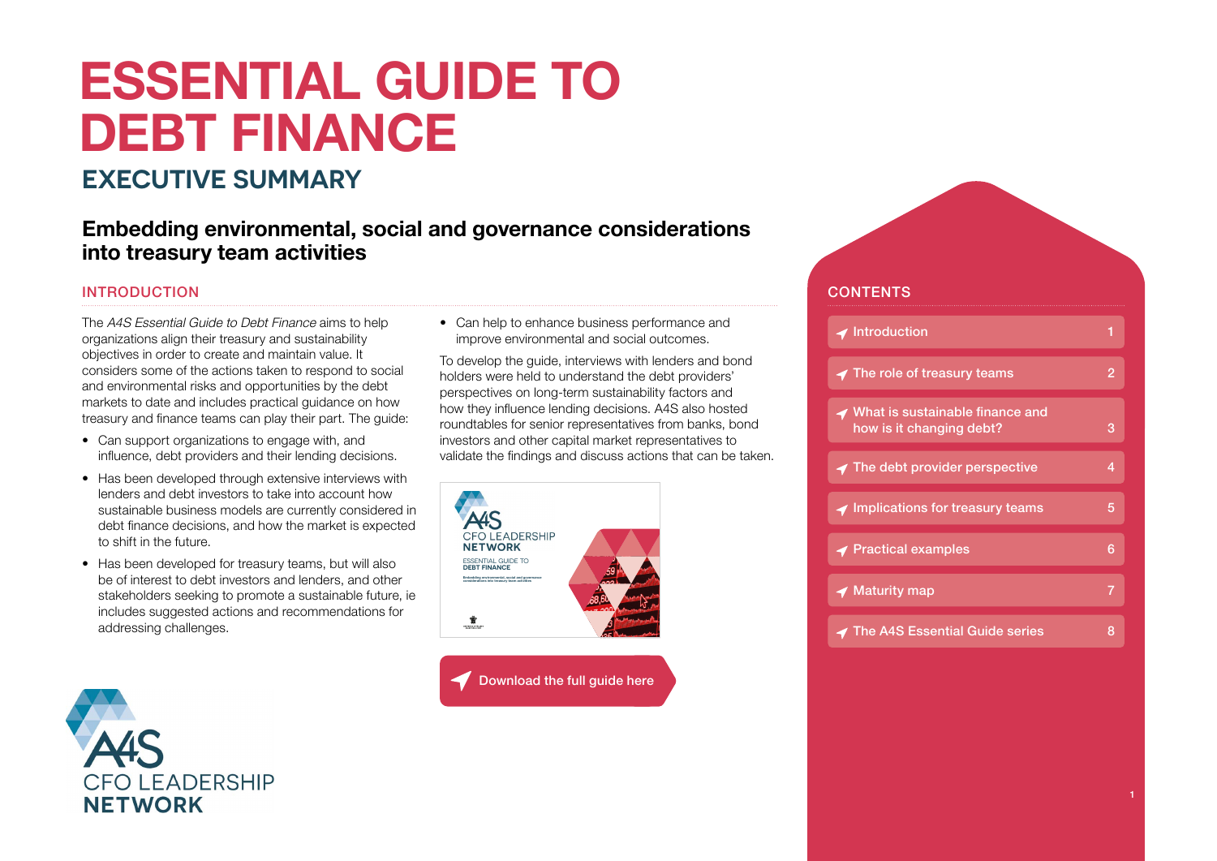# ESSENTIAL GUIDE TO DEBT FINANCE

## EXECUTIVE SUMMARY

### Embedding environmental, social and governance considerations into treasury team activities

### INTRODUCTION

The *A4S Essential Guide to Debt Finance* aims to help organizations align their treasury and sustainability objectives in order to create and maintain value. It considers some of the actions taken to respond to social and environmental risks and opportunities by the debt markets to date and includes practical guidance on how treasury and finance teams can play their part. The guide:

- Can support organizations to engage with, and influence, debt providers and their lending decisions.
- Has been developed through extensive interviews with lenders and debt investors to take into account how sustainable business models are currently considered in debt finance decisions, and how the market is expected to shift in the future.
- Has been developed for treasury teams, but will also be of interest to debt investors and lenders, and other stakeholders seeking to promote a sustainable future, ie includes suggested actions and recommendations for addressing challenges.
- Can help to enhance business performance and improve environmental and social outcomes.

To develop the guide, interviews with lenders and bond holders were held to understand the debt providers' perspectives on long-term sustainability factors and how they influence lending decisions. A4S also hosted roundtables for senior representatives from banks, bond investors and other capital market representatives to validate the findings and discuss actions that can be taken.

Download the full guide here

A4S CFO LEADERSHIP NETWORK

### CONTENTS

| | |
|---|---|
| Introduction | 1 |
| The role of treasury teams | 2 |
| What is sustainable finance and how is it changing debt? | 3 |
| The debt provider perspective | 4 |
| Implications for treasury teams | 5 |
| Practical examples | 6 |
| Maturity map | 7 |
| The A4S Essential Guide series | 8 |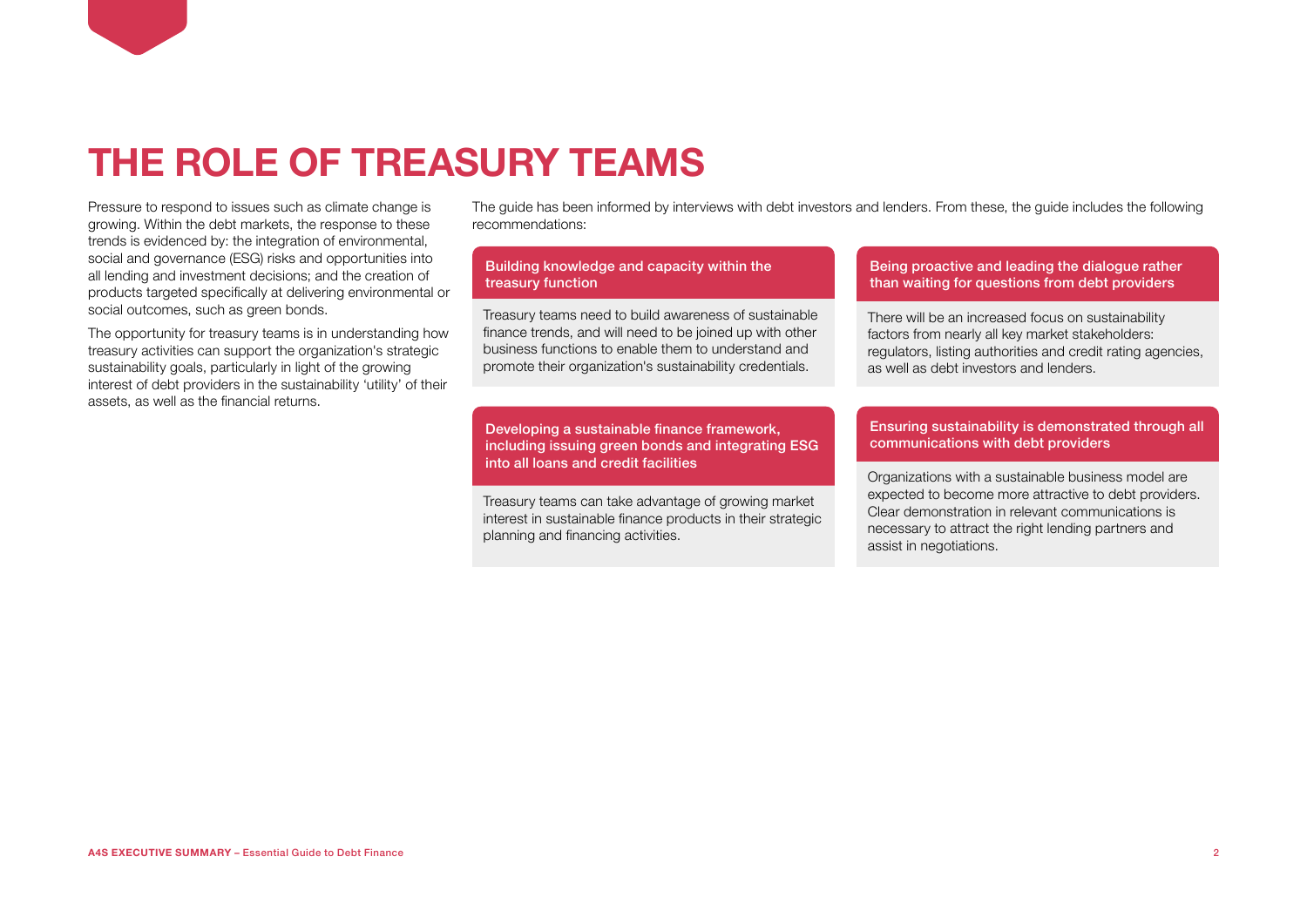# THE ROLE OF TREASURY TEAMS

Pressure to respond to issues such as climate change is growing. Within the debt markets, the response to these trends is evidenced by: the integration of environmental, social and governance (ESG) risks and opportunities into all lending and investment decisions; and the creation of products targeted specifically at delivering environmental or social outcomes, such as green bonds.

The opportunity for treasury teams is in understanding how treasury activities can support the organization's strategic sustainability goals, particularly in light of the growing interest of debt providers in the sustainability 'utility' of their assets, as well as the financial returns.

The guide has been informed by interviews with debt investors and lenders. From these, the guide includes the following recommendations:

### Building knowledge and capacity within the treasury function

Treasury teams need to build awareness of sustainable finance trends, and will need to be joined up with other business functions to enable them to understand and promote their organization's sustainability credentials.

### Being proactive and leading the dialogue rather than waiting for questions from debt providers

There will be an increased focus on sustainability factors from nearly all key market stakeholders: regulators, listing authorities and credit rating agencies, as well as debt investors and lenders.

### Developing a sustainable finance framework, including issuing green bonds and integrating ESG into all loans and credit facilities

Treasury teams can take advantage of growing market interest in sustainable finance products in their strategic planning and financing activities.

### Ensuring sustainability is demonstrated through all communications with debt providers

Organizations with a sustainable business model are expected to become more attractive to debt providers. Clear demonstration in relevant communications is necessary to attract the right lending partners and assist in negotiations.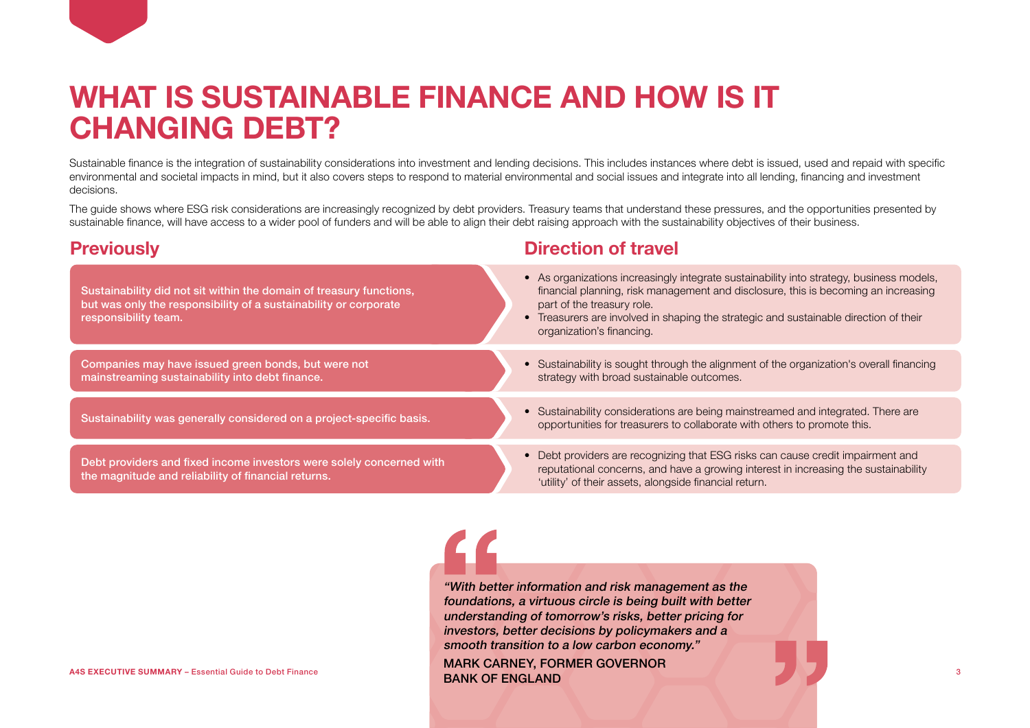# WHAT IS SUSTAINABLE FINANCE AND HOW IS IT CHANGING DEBT?

Sustainable finance is the integration of sustainability considerations into investment and lending decisions. This includes instances where debt is issued, used and repaid with specific environmental and societal impacts in mind, but it also covers steps to respond to material environmental and social issues and integrate into all lending, financing and investment decisions.

The guide shows where ESG risk considerations are increasingly recognized by debt providers. Treasury teams that understand these pressures, and the opportunities presented by sustainable finance, will have access to a wider pool of funders and will be able to align their debt raising approach with the sustainability objectives of their business.

| Previously | Direction of travel |
| --- | --- |
| **Sustainability did not sit within the domain of treasury functions, but was only the responsibility of a sustainability or corporate responsibility team.** | • As organizations increasingly integrate sustainability into strategy, business models, financial planning, risk management and disclosure, this is becoming an increasing part of the treasury role.<br>• Treasurers are involved in shaping the strategic and sustainable direction of their organization's financing. |
| **Companies may have issued green bonds, but were not mainstreaming sustainability into debt finance.** | • Sustainability is sought through the alignment of the organization's overall financing strategy with broad sustainable outcomes. |
| **Sustainability was generally considered on a project-specific basis.** | • Sustainability considerations are being mainstreamed and integrated. There are opportunities for treasurers to collaborate with others to promote this. |
| **Debt providers and fixed income investors were solely concerned with the magnitude and reliability of financial returns.** | • Debt providers are recognizing that ESG risks can cause credit impairment and reputational concerns, and have a growing interest in increasing the sustainability 'utility' of their assets, alongside financial return. |

> ***"With better information and risk management as the foundations, a virtuous circle is being built with better understanding of tomorrow's risks, better pricing for investors, better decisions by policymakers and a smooth transition to a low carbon economy."***
>
> MARK CARNEY, FORMER GOVERNOR BANK OF ENGLAND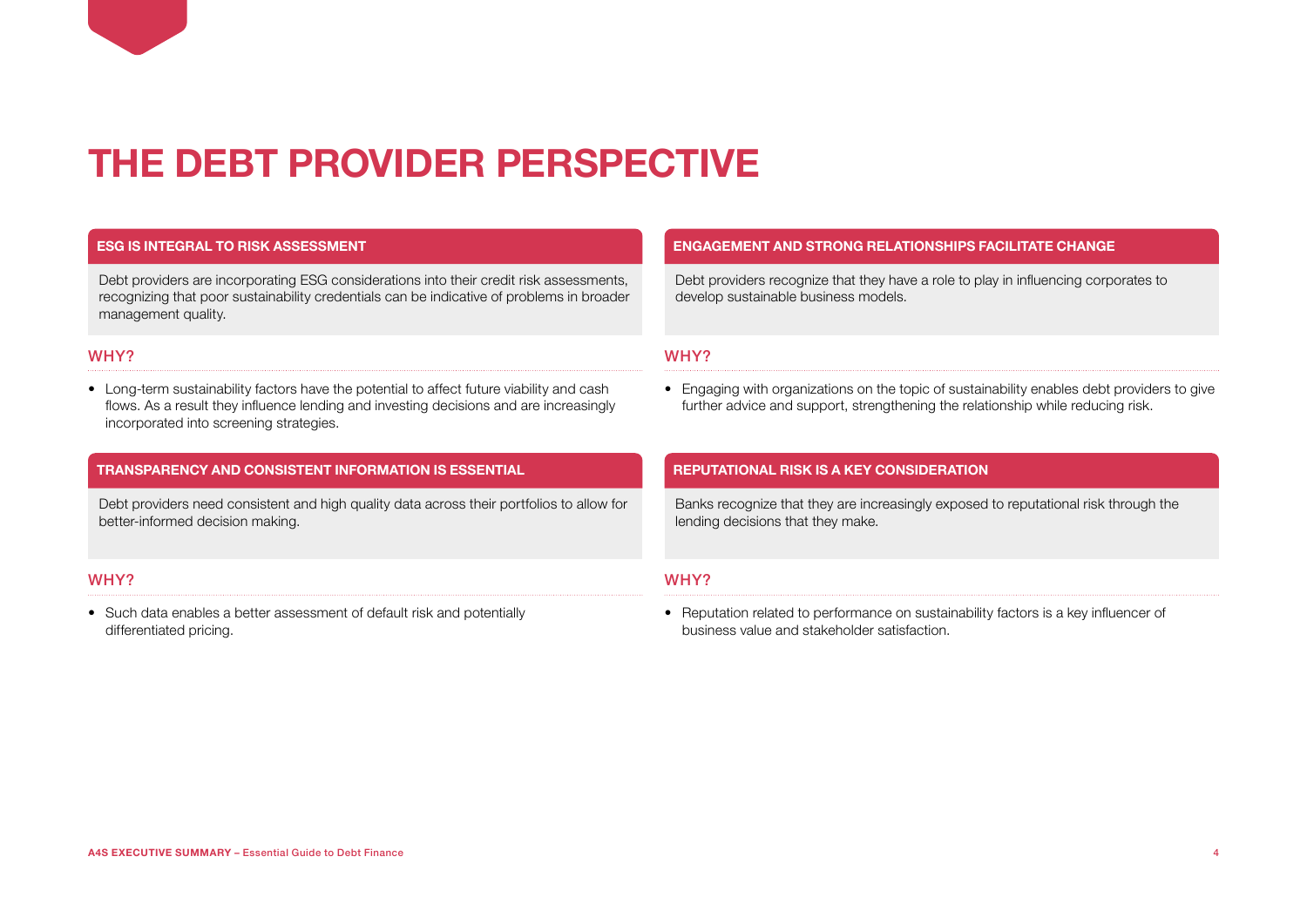# THE DEBT PROVIDER PERSPECTIVE

### ESG IS INTEGRAL TO RISK ASSESSMENT

Debt providers are incorporating ESG considerations into their credit risk assessments, recognizing that poor sustainability credentials can be indicative of problems in broader management quality.

**WHY?**

- Long-term sustainability factors have the potential to affect future viability and cash flows. As a result they influence lending and investing decisions and are increasingly incorporated into screening strategies.

### TRANSPARENCY AND CONSISTENT INFORMATION IS ESSENTIAL

Debt providers need consistent and high quality data across their portfolios to allow for better-informed decision making.

**WHY?**

- Such data enables a better assessment of default risk and potentially differentiated pricing.

### ENGAGEMENT AND STRONG RELATIONSHIPS FACILITATE CHANGE

Debt providers recognize that they have a role to play in influencing corporates to develop sustainable business models.

**WHY?**

- Engaging with organizations on the topic of sustainability enables debt providers to give further advice and support, strengthening the relationship while reducing risk.

### REPUTATIONAL RISK IS A KEY CONSIDERATION

Banks recognize that they are increasingly exposed to reputational risk through the lending decisions that they make.

**WHY?**

- Reputation related to performance on sustainability factors is a key influencer of business value and stakeholder satisfaction.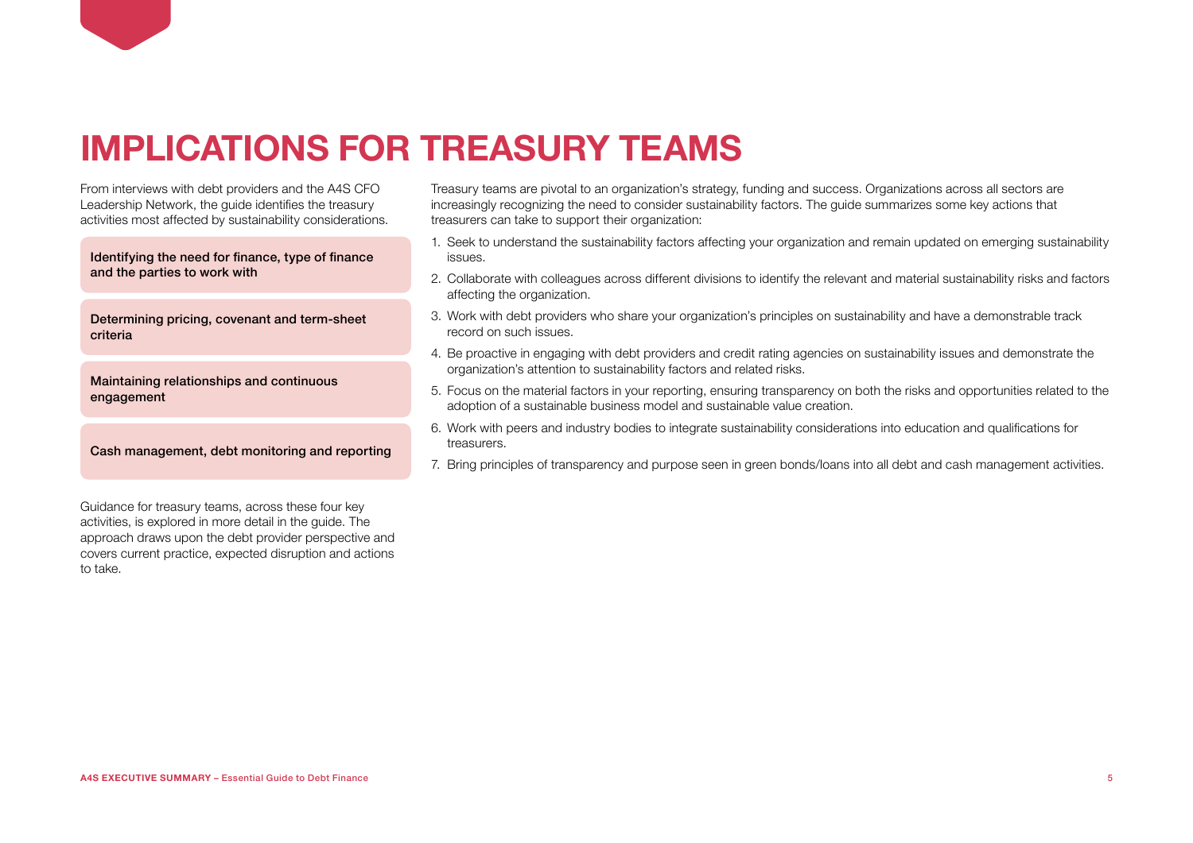# IMPLICATIONS FOR TREASURY TEAMS

From interviews with debt providers and the A4S CFO Leadership Network, the guide identifies the treasury activities most affected by sustainability considerations.

**Identifying the need for finance, type of finance and the parties to work with**

**Determining pricing, covenant and term-sheet criteria**

**Maintaining relationships and continuous engagement**

**Cash management, debt monitoring and reporting**

Guidance for treasury teams, across these four key activities, is explored in more detail in the guide. The approach draws upon the debt provider perspective and covers current practice, expected disruption and actions to take.

Treasury teams are pivotal to an organization's strategy, funding and success. Organizations across all sectors are increasingly recognizing the need to consider sustainability factors. The guide summarizes some key actions that treasurers can take to support their organization:

1. Seek to understand the sustainability factors affecting your organization and remain updated on emerging sustainability issues.
2. Collaborate with colleagues across different divisions to identify the relevant and material sustainability risks and factors affecting the organization.
3. Work with debt providers who share your organization's principles on sustainability and have a demonstrable track record on such issues.
4. Be proactive in engaging with debt providers and credit rating agencies on sustainability issues and demonstrate the organization's attention to sustainability factors and related risks.
5. Focus on the material factors in your reporting, ensuring transparency on both the risks and opportunities related to the adoption of a sustainable business model and sustainable value creation.
6. Work with peers and industry bodies to integrate sustainability considerations into education and qualifications for treasurers.
7. Bring principles of transparency and purpose seen in green bonds/loans into all debt and cash management activities.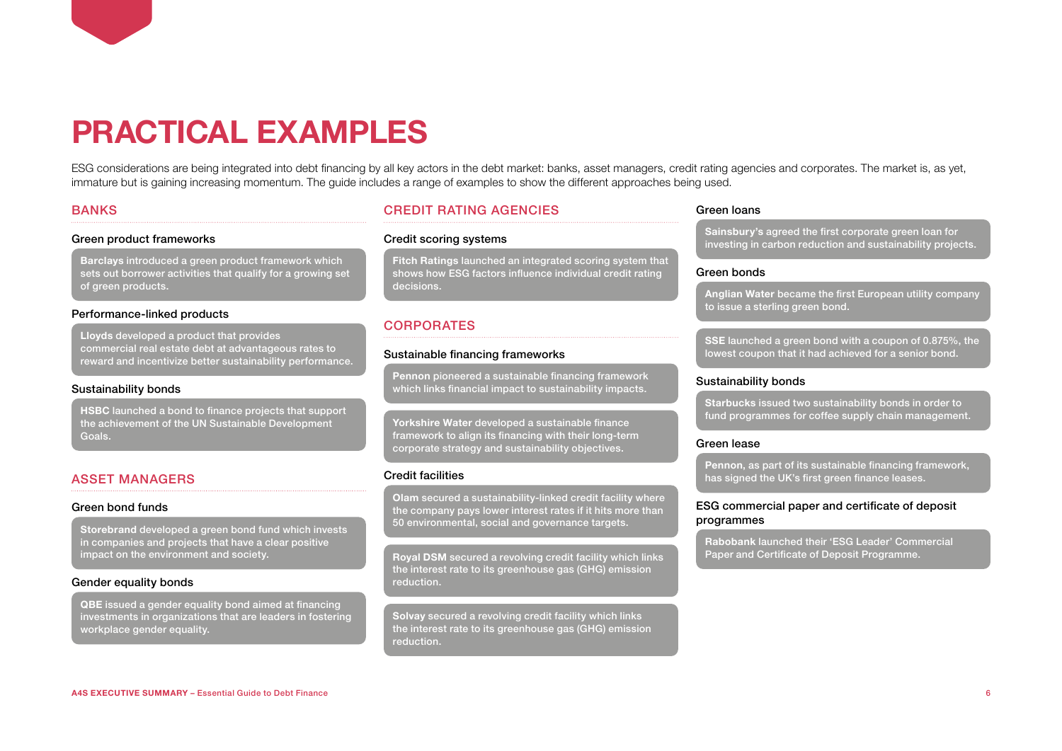# PRACTICAL EXAMPLES

ESG considerations are being integrated into debt financing by all key actors in the debt market: banks, asset managers, credit rating agencies and corporates. The market is, as yet, immature but is gaining increasing momentum. The guide includes a range of examples to show the different approaches being used.

## BANKS

### Green product frameworks

**Barclays** introduced a green product framework which sets out borrower activities that qualify for a growing set of green products.

### Performance-linked products

**Lloyds** developed a product that provides commercial real estate debt at advantageous rates to reward and incentivize better sustainability performance.

### Sustainability bonds

**HSBC** launched a bond to finance projects that support the achievement of the UN Sustainable Development Goals.

## ASSET MANAGERS

### Green bond funds

**Storebrand** developed a green bond fund which invests in companies and projects that have a clear positive impact on the environment and society.

### Gender equality bonds

**QBE** issued a gender equality bond aimed at financing investments in organizations that are leaders in fostering workplace gender equality.

## CREDIT RATING AGENCIES

### Credit scoring systems

**Fitch Ratings** launched an integrated scoring system that shows how ESG factors influence individual credit rating decisions.

## CORPORATES

### Sustainable financing frameworks

**Pennon** pioneered a sustainable financing framework which links financial impact to sustainability impacts.

**Yorkshire Water** developed a sustainable finance framework to align its financing with their long-term corporate strategy and sustainability objectives.

### Credit facilities

**Olam** secured a sustainability-linked credit facility where the company pays lower interest rates if it hits more than 50 environmental, social and governance targets.

**Royal DSM** secured a revolving credit facility which links the interest rate to its greenhouse gas (GHG) emission reduction.

**Solvay** secured a revolving credit facility which links the interest rate to its greenhouse gas (GHG) emission reduction.

### Green loans

**Sainsbury's** agreed the first corporate green loan for investing in carbon reduction and sustainability projects.

### Green bonds

**Anglian Water** became the first European utility company to issue a sterling green bond.

**SSE** launched a green bond with a coupon of 0.875%, the lowest coupon that it had achieved for a senior bond.

### Sustainability bonds

**Starbucks** issued two sustainability bonds in order to fund programmes for coffee supply chain management.

### Green lease

**Pennon**, as part of its sustainable financing framework, has signed the UK's first green finance leases.

### ESG commercial paper and certificate of deposit programmes

**Rabobank** launched their 'ESG Leader' Commercial Paper and Certificate of Deposit Programme.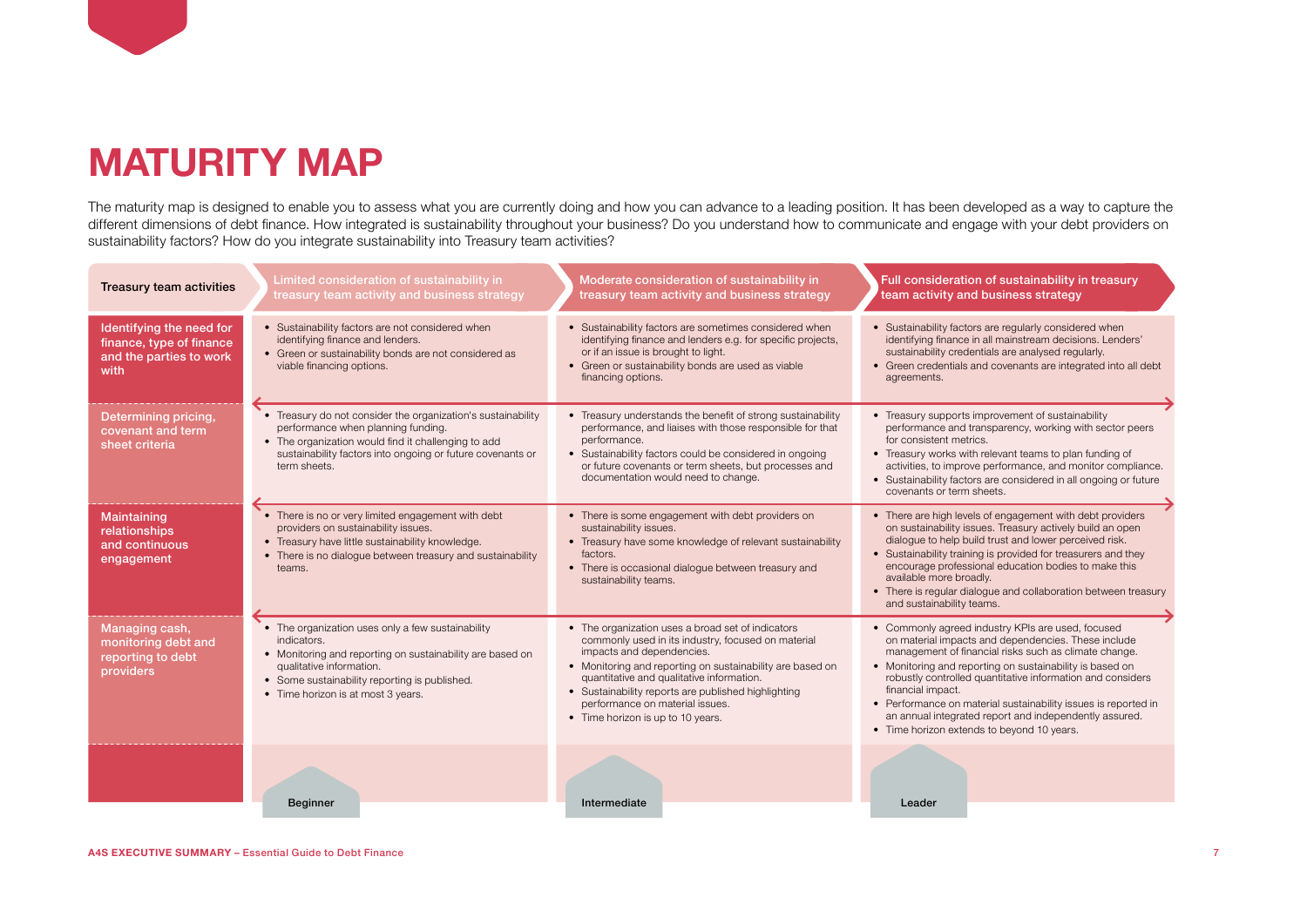# MATURITY MAP

The maturity map is designed to enable you to assess what you are currently doing and how you can advance to a leading position. It has been developed as a way to capture the different dimensions of debt finance. How integrated is sustainability throughout your business? Do you understand how to communicate and engage with your debt providers on sustainability factors? How do you integrate sustainability into Treasury team activities?

| Treasury team activities | Limited consideration of sustainability in treasury team activity and business strategy | Moderate consideration of sustainability in treasury team activity and business strategy | Full consideration of sustainability in treasury team activity and business strategy |
|---|---|---|---|
| Identifying the need for finance, type of finance and the parties to work with | • Sustainability factors are not considered when identifying finance and lenders.<br>• Green or sustainability bonds are not considered as viable financing options. | • Sustainability factors are sometimes considered when identifying finance and lenders e.g. for specific projects, or if an issue is brought to light.<br>• Green or sustainability bonds are used as viable financing options. | • Sustainability factors are regularly considered when identifying finance in all mainstream decisions. Lenders' sustainability credentials are analysed regularly.<br>• Green credentials and covenants are integrated into all debt agreements. |
| Determining pricing, covenant and term sheet criteria | • Treasury do not consider the organization's sustainability performance when planning funding.<br>• The organization would find it challenging to add sustainability factors into ongoing or future covenants or term sheets. | • Treasury understands the benefit of strong sustainability performance, and liaises with those responsible for that performance.<br>• Sustainability factors could be considered in ongoing or future covenants or term sheets, but processes and documentation would need to change. | • Treasury supports improvement of sustainability performance and transparency, working with sector peers for consistent metrics.<br>• Treasury works with relevant teams to plan funding of activities, to improve performance, and monitor compliance.<br>• Sustainability factors are considered in all ongoing or future covenants or term sheets. |
| Maintaining relationships and continuous engagement | • There is no or very limited engagement with debt providers on sustainability issues.<br>• Treasury have little sustainability knowledge.<br>• There is no dialogue between treasury and sustainability teams. | • There is some engagement with debt providers on sustainability issues.<br>• Treasury have some knowledge of relevant sustainability factors.<br>• There is occasional dialogue between treasury and sustainability teams. | • There are high levels of engagement with debt providers on sustainability issues. Treasury actively build an open dialogue to help build trust and lower perceived risk.<br>• Sustainability training is provided for treasurers and they encourage professional education bodies to make this available more broadly.<br>• There is regular dialogue and collaboration between treasury and sustainability teams. |
| Managing cash, monitoring debt and reporting to debt providers | • The organization uses only a few sustainability indicators.<br>• Monitoring and reporting on sustainability are based on qualitative information.<br>• Some sustainability reporting is published.<br>• Time horizon is at most 3 years. | • The organization uses a broad set of indicators commonly used in its industry, focused on material impacts and dependencies.<br>• Monitoring and reporting on sustainability are based on quantitative and qualitative information.<br>• Sustainability reports are published highlighting performance on material issues.<br>• Time horizon is up to 10 years. | • Commonly agreed industry KPIs are used, focused on material impacts and dependencies. These include management of financial risks such as climate change.<br>• Monitoring and reporting on sustainability is based on robustly controlled quantitative information and considers financial impact.<br>• Performance on material sustainability issues is reported in an annual integrated report and independently assured.<br>• Time horizon extends to beyond 10 years. |
| | Beginner | Intermediate | Leader |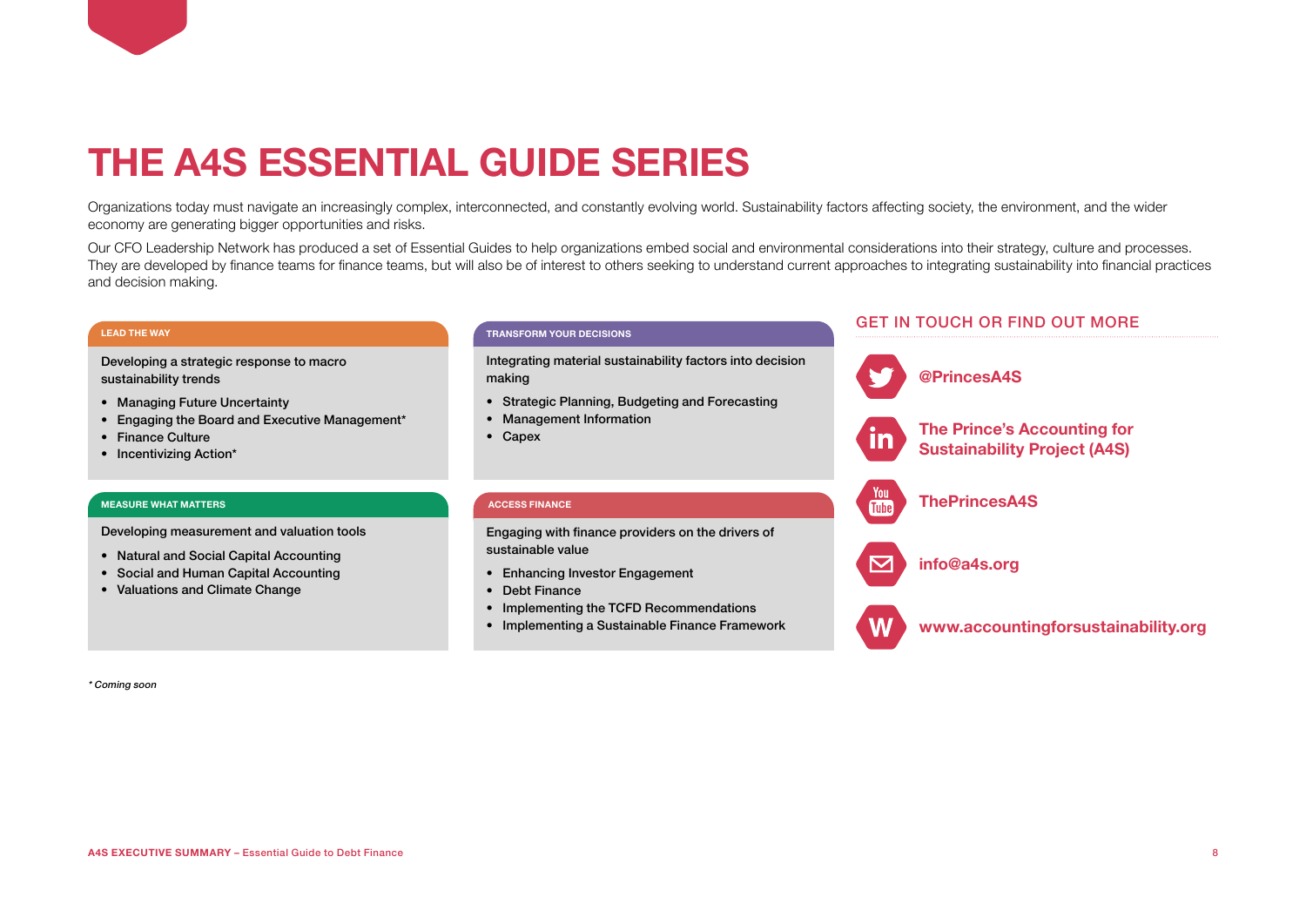# THE A4S ESSENTIAL GUIDE SERIES

Organizations today must navigate an increasingly complex, interconnected, and constantly evolving world. Sustainability factors affecting society, the environment, and the wider economy are generating bigger opportunities and risks.

Our CFO Leadership Network has produced a set of Essential Guides to help organizations embed social and environmental considerations into their strategy, culture and processes. They are developed by finance teams for finance teams, but will also be of interest to others seeking to understand current approaches to integrating sustainability into financial practices and decision making.

### LEAD THE WAY

Developing a strategic response to macro sustainability trends

- Managing Future Uncertainty
- Engaging the Board and Executive Management*
- Finance Culture
- Incentivizing Action*

### TRANSFORM YOUR DECISIONS

Integrating material sustainability factors into decision making

- Strategic Planning, Budgeting and Forecasting
- Management Information
- Capex

### MEASURE WHAT MATTERS

Developing measurement and valuation tools

- Natural and Social Capital Accounting
- Social and Human Capital Accounting
- Valuations and Climate Change

### ACCESS FINANCE

Engaging with finance providers on the drivers of sustainable value

- Enhancing Investor Engagement
- Debt Finance
- Implementing the TCFD Recommendations
- Implementing a Sustainable Finance Framework

*\* Coming soon*

## GET IN TOUCH OR FIND OUT MORE

**@PrincesA4S**

**The Prince's Accounting for Sustainability Project (A4S)**

**ThePrincesA4S**

**info@a4s.org**

**www.accountingforsustainability.org**